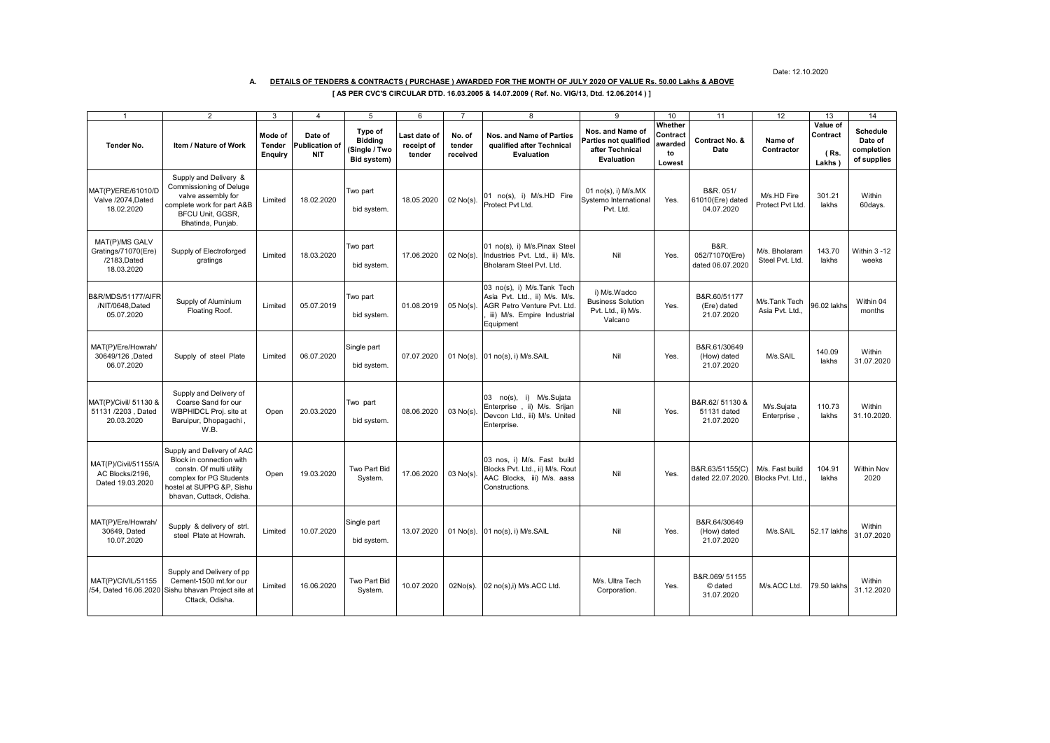Date: 12.10.2020

## A. DETAILS OF TENDERS & CONTRACTS ( PURCHASE ) AWARDED FOR THE MONTH OF JULY 2020 OF VALUE Rs. 50.00 Lakhs & ABOVE

**[ AS PER CVC'S CIRCULAR DTD. 16.03.2005 & 14.07.2009 ( Ref. No. VIG/13, Dtd. 12.06.2014 ) ]**

| 1 | 2 | 3 | 4 | 5 | 6 | 7 | 8 | 9 | 10 | 11 | 12 | 13 | 14 |
|---|---|---|---|---|---|---|---|---|---|---|---|---|---|
| **Tender No.** | **Item / Nature of Work** | **Mode of Tender Enquiry** | **Date of Publication of NIT** | **Type of Bidding (Single / Two Bid system)** | **Last date of receipt of tender** | **No. of tender received** | **Nos. and Name of Parties qualified after Technical Evaluation** | **Nos. and Name of Parties not qualified after Technical Evaluation** | **Whether Contract awarded to Lowest** | **Contract No. & Date** | **Name of Contractor** | **Value of Contract ( Rs. Lakhs )** | **Schedule Date of completion of supplies** |
| MAT(P)/ERE/61010/D Valve /2074,Dated 18.02.2020 | Supply and Delivery & Commissioning of Deluge valve assembly for complete work for part A&B BFCU Unit, GGSR, Bhatinda, Punjab. | Limited | 18.02.2020 | Two part bid system. | 18.05.2020 | 02 No(s). | 01 no(s), i) M/s.HD Fire Protect Pvt Ltd. | 01 no(s), i) M/s.MX Systemo International Pvt. Ltd. | Yes. | B&R. 051/ 61010(Ere) dated 04.07.2020 | M/s.HD Fire Protect Pvt Ltd. | 301.21 lakhs | Within 60days. |
| MAT(P)/MS GALV Gratings/71070(Ere) /2183,Dated 18.03.2020 | Supply of Electroforged gratings | Limited | 18.03.2020 | Two part bid system. | 17.06.2020 | 02 No(s). | 01 no(s), i) M/s.Pinax Steel Industries Pvt. Ltd., ii) M/s. Bholaram Steel Pvt. Ltd. | Nil | Yes. | B&R. 052/71070(Ere) dated 06.07.2020 | M/s. Bholaram Steel Pvt. Ltd. | 143.70 lakhs | Within 3 -12 weeks |
| B&R/MDS/51177/AIFR /NIT/0648,Dated 05.07.2020 | Supply of Aluminium Floating Roof. | Limited | 05.07.2019 | Two part bid system. | 01.08.2019 | 05 No(s). | 03 no(s), i) M/s.Tank Tech Asia Pvt. Ltd., ii) M/s. M/s. AGR Petro Venture Pvt. Ltd. , iii) M/s. Empire Industrial Equipment | i) M/s.Wadco Business Solution Pvt. Ltd., ii) M/s. Valcano | Yes. | B&R.60/51177 (Ere) dated 21.07.2020 | M/s.Tank Tech Asia Pvt. Ltd., | 96.02 lakhs | Within 04 months |
| MAT(P)/Ere/Howrah/ 30649/126 ,Dated 06.07.2020 | Supply of steel Plate | Limited | 06.07.2020 | Single part bid system. | 07.07.2020 | 01 No(s). | 01 no(s), i) M/s.SAIL | Nil | Yes. | B&R.61/30649 (How) dated 21.07.2020 | M/s.SAIL | 140.09 lakhs | Within 31.07.2020 |
| MAT(P)/Civil/ 51130 & 51131 /2203 , Dated 20.03.2020 | Supply and Delivery of Coarse Sand for our WBPHIDCL Proj. site at Baruipur, Dhopagachi , W.B. | Open | 20.03.2020 | Two part bid system. | 08.06.2020 | 03 No(s). | 03 no(s), i) M/s.Sujata Enterprise , ii) M/s. Srijan Devcon Ltd., iii) M/s. United Enterprise. | Nil | Yes. | B&R.62/ 51130 & 51131 dated 21.07.2020 | M/s.Sujata Enterprise , | 110.73 lakhs | Within 31.10.2020. |
| MAT(P)/Civil/51155/A AC Blocks/2196, Dated 19.03.2020 | Supply and Delivery of AAC Block in connection with constn. Of multi utility complex for PG Students hostel at SUPPG &P, Sishu bhavan, Cuttack, Odisha. | Open | 19.03.2020 | Two Part Bid System. | 17.06.2020 | 03 No(s). | 03 nos, i) M/s. Fast build Blocks Pvt. Ltd., ii) M/s. Rout AAC Blocks, iii) M/s. aass Constructions. | Nil | Yes. | B&R.63/51155(C) dated 22.07.2020. | M/s. Fast build Blocks Pvt. Ltd., | 104.91 lakhs | Within Nov 2020 |
| MAT(P)/Ere/Howrah/ 30649, Dated 10.07.2020 | Supply & delivery of strl. steel Plate at Howrah. | Limited | 10.07.2020 | Single part bid system. | 13.07.2020 | 01 No(s). | 01 no(s), i) M/s.SAIL | Nil | Yes. | B&R.64/30649 (How) dated 21.07.2020 | M/s.SAIL | 52.17 lakhs | Within 31.07.2020 |
| MAT(P)/CIVIL/51155 /54, Dated 16.06.2020 | Supply and Delivery of pp Cement-1500 mt.for our Sishu bhavan Project site at Cttack, Odisha. | Limited | 16.06.2020 | Two Part Bid System. | 10.07.2020 | 02No(s). | 02 no(s),i) M/s.ACC Ltd. | M/s. Ultra Tech Corporation. | Yes. | B&R.069/ 51155 © dated 31.07.2020 | M/s.ACC Ltd. | 79.50 lakhs | Within 31.12.2020 |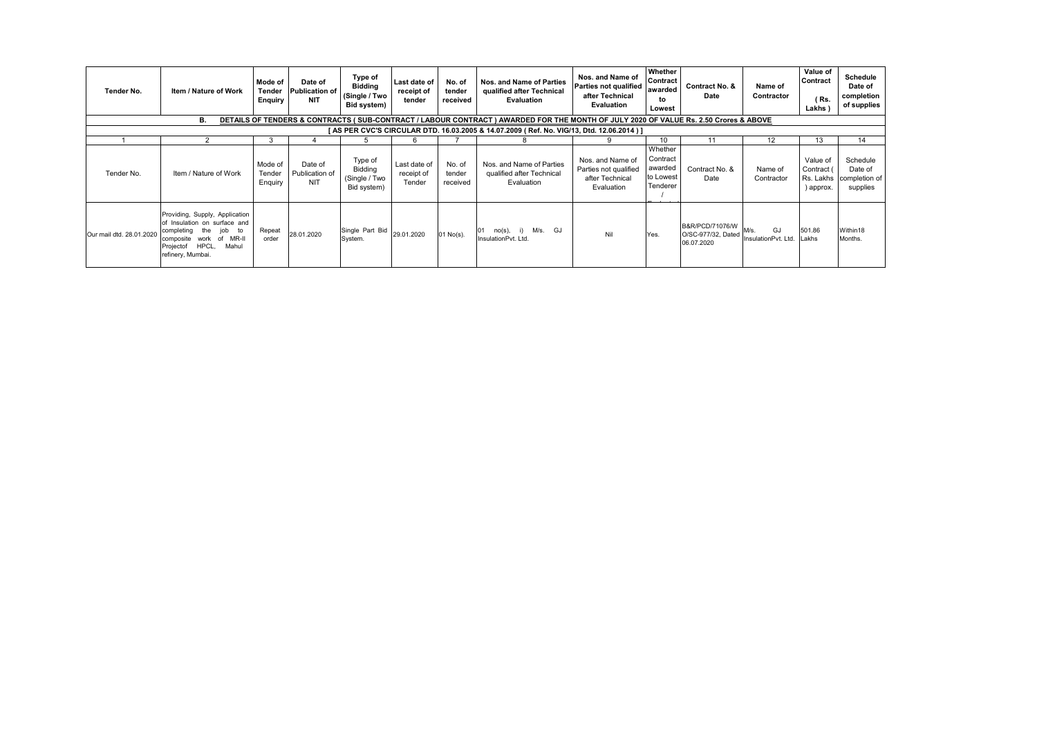| Tender No. | Item / Nature of Work | Mode of Tender Enquiry | Date of Publication of NIT | Type of Bidding (Single / Two Bid system) | Last date of receipt of tender | No. of tender received | Nos. and Name of Parties qualified after Technical Evaluation | Nos. and Name of Parties not qualified after Technical Evaluation | Whether Contract awarded to Lowest | Contract No. & Date | Name of Contractor | Value of Contract ( Rs. Lakhs ) | Schedule Date of completion of supplies |
|---|---|---|---|---|---|---|---|---|---|---|---|---|---|
| **B.** | **DETAILS OF TENDERS & CONTRACTS ( SUB-CONTRACT / LABOUR CONTRACT ) AWARDED FOR THE MONTH OF JULY 2020 OF VALUE Rs. 2.50 Crores & ABOVE** | | | | | | | | | | | | |
| **[ AS PER CVC'S CIRCULAR DTD. 16.03.2005 & 14.07.2009 ( Ref. No. VIG/13, Dtd. 12.06.2014 ) ]** | | | | | | | | | | | | | |
| 1 | 2 | 3 | 4 | 5 | 6 | 7 | 8 | 9 | 10 | 11 | 12 | 13 | 14 |
| Tender No. | Item / Nature of Work | Mode of Tender Enquiry | Date of Publication of NIT | Type of Bidding (Single / Two Bid system) | Last date of receipt of Tender | No. of tender received | Nos. and Name of Parties qualified after Technical Evaluation | Nos. and Name of Parties not qualified after Technical Evaluation | Whether Contract awarded to Lowest Tenderer / | Contract No. & Date | Name of Contractor | Value of Contract ( Rs. Lakhs ) approx. | Schedule Date of completion of supplies |
| Our mail dtd. 28.01.2020 | Providing, Supply, Application of Insulation on surface and completing the job to composite work of MR-II Projectof HPCL, Mahul refinery, Mumbai. | Repeat order | 28.01.2020 | Single Part Bid System. | 29.01.2020 | 01 No(s). | 01 no(s), i) M/s. GJ InsulationPvt. Ltd. | Nil | Yes. | B&R/PCD/71076/W O/SC-977/32, Dated 06.07.2020 | M/s. GJ InsulationPvt. Ltd. | 501.86 Lakhs | Within18 Months. |